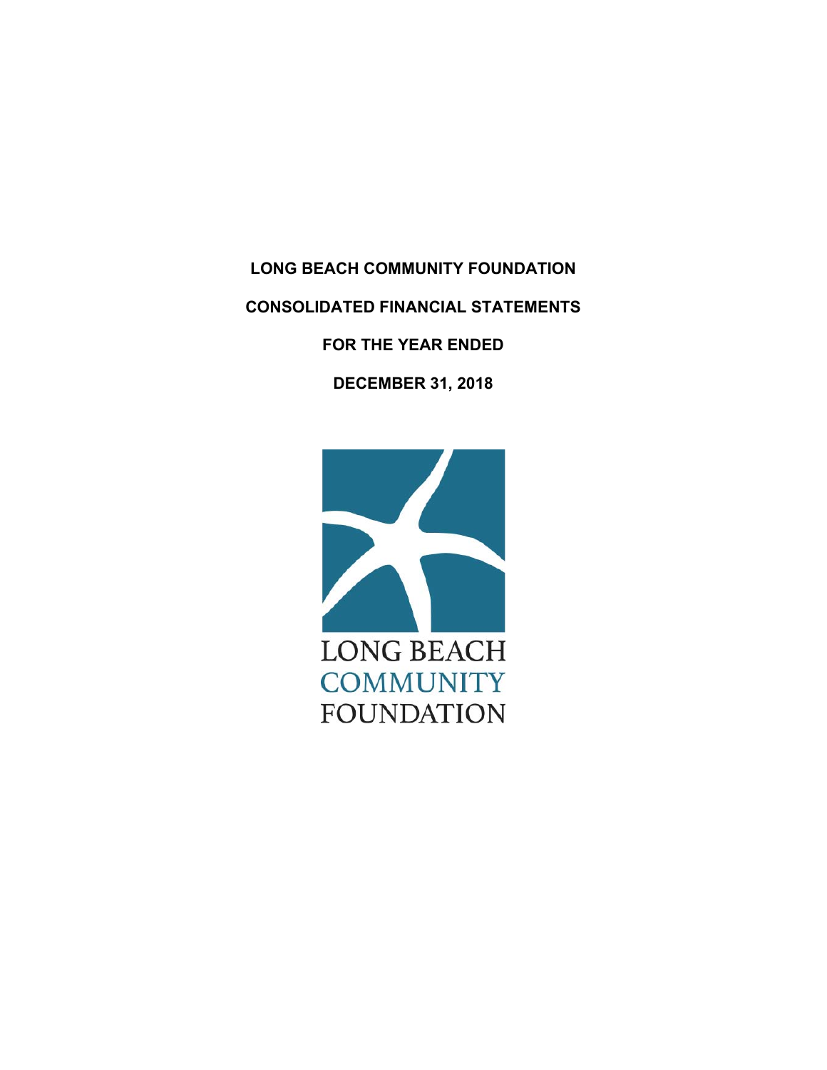# LONG BEACH COMMUNITY FOUNDATION

## CONSOLIDATED FINANCIAL STATEMENTS

## FOR THE YEAR ENDED

## DECEMBER 31, 2018

LONG BEACH
COMMUNITY
FOUNDATION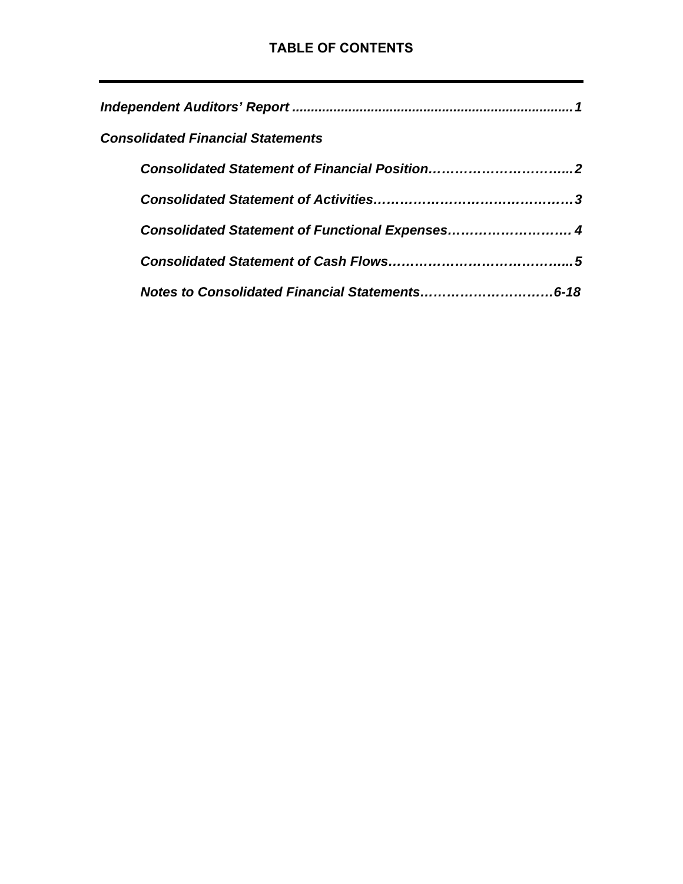# TABLE OF CONTENTS

***Independent Auditors' Report .........................................................................1***

***Consolidated Financial Statements***

- ***Consolidated Statement of Financial Position…………………………...2***
- ***Consolidated Statement of Activities………………………………………3***
- ***Consolidated Statement of Functional Expenses………………………. 4***
- ***Consolidated Statement of Cash Flows…………………………………...5***
- ***Notes to Consolidated Financial Statements…………………………6-18***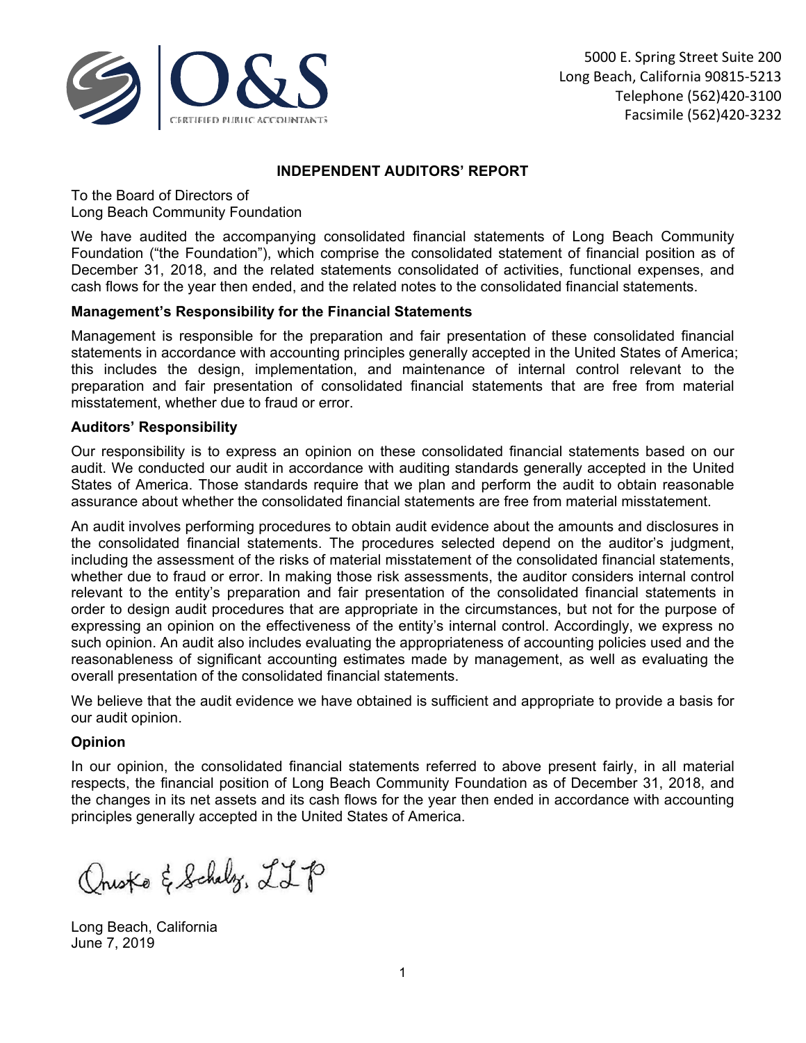5000 E. Spring Street Suite 200
Long Beach, California 90815-5213
Telephone (562)420-3100
Facsimile (562)420-3232

## INDEPENDENT AUDITORS' REPORT

To the Board of Directors of
Long Beach Community Foundation

We have audited the accompanying consolidated financial statements of Long Beach Community Foundation ("the Foundation"), which comprise the consolidated statement of financial position as of December 31, 2018, and the related statements consolidated of activities, functional expenses, and cash flows for the year then ended, and the related notes to the consolidated financial statements.

### Management's Responsibility for the Financial Statements

Management is responsible for the preparation and fair presentation of these consolidated financial statements in accordance with accounting principles generally accepted in the United States of America; this includes the design, implementation, and maintenance of internal control relevant to the preparation and fair presentation of consolidated financial statements that are free from material misstatement, whether due to fraud or error.

### Auditors' Responsibility

Our responsibility is to express an opinion on these consolidated financial statements based on our audit. We conducted our audit in accordance with auditing standards generally accepted in the United States of America. Those standards require that we plan and perform the audit to obtain reasonable assurance about whether the consolidated financial statements are free from material misstatement.

An audit involves performing procedures to obtain audit evidence about the amounts and disclosures in the consolidated financial statements. The procedures selected depend on the auditor's judgment, including the assessment of the risks of material misstatement of the consolidated financial statements, whether due to fraud or error. In making those risk assessments, the auditor considers internal control relevant to the entity's preparation and fair presentation of the consolidated financial statements in order to design audit procedures that are appropriate in the circumstances, but not for the purpose of expressing an opinion on the effectiveness of the entity's internal control. Accordingly, we express no such opinion. An audit also includes evaluating the appropriateness of accounting policies used and the reasonableness of significant accounting estimates made by management, as well as evaluating the overall presentation of the consolidated financial statements.

We believe that the audit evidence we have obtained is sufficient and appropriate to provide a basis for our audit opinion.

### Opinion

In our opinion, the consolidated financial statements referred to above present fairly, in all material respects, the financial position of Long Beach Community Foundation as of December 31, 2018, and the changes in its net assets and its cash flows for the year then ended in accordance with accounting principles generally accepted in the United States of America.

Onisko & Scholz, LLP

Long Beach, California
June 7, 2019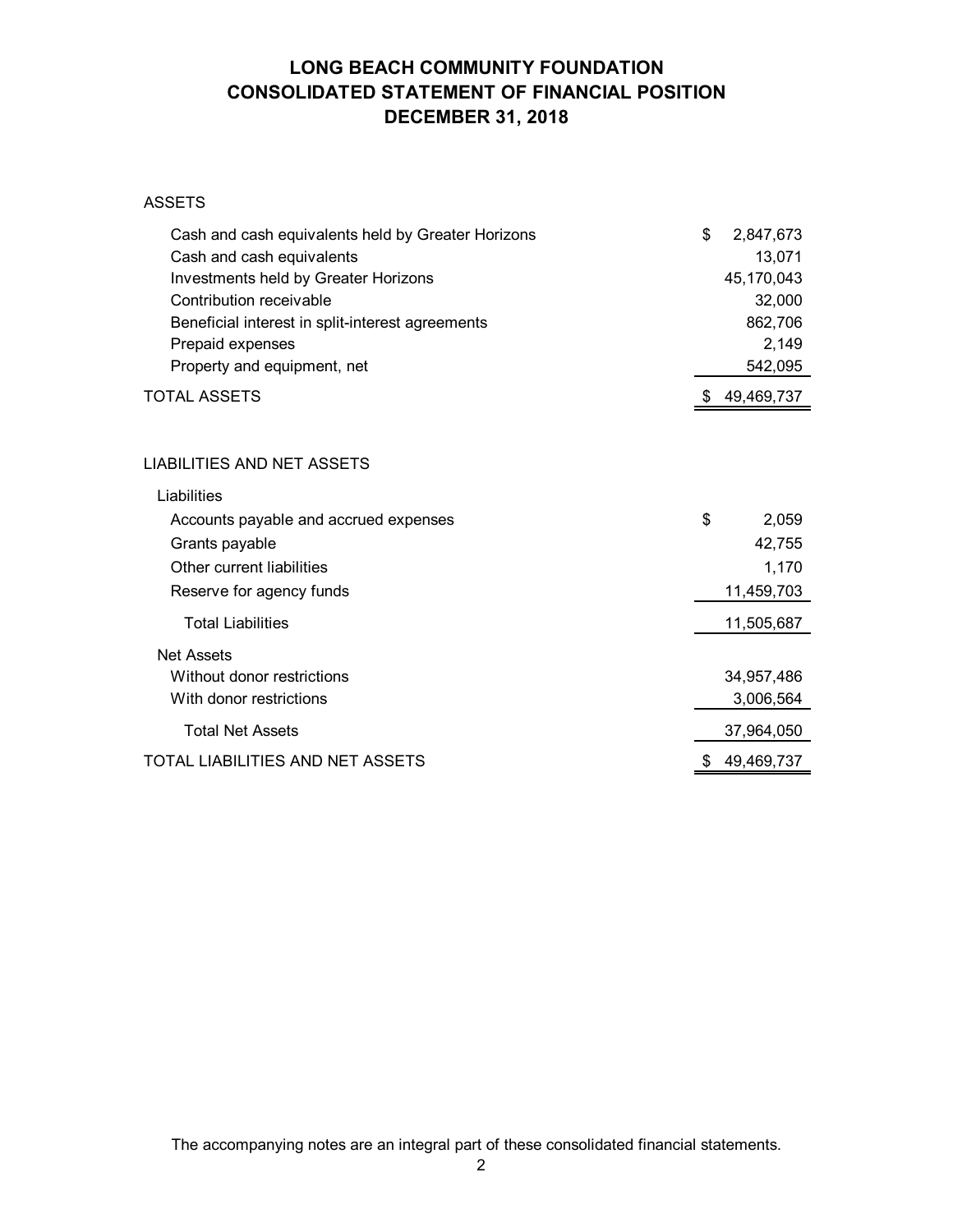# LONG BEACH COMMUNITY FOUNDATION
# CONSOLIDATED STATEMENT OF FINANCIAL POSITION
# DECEMBER 31, 2018

| | |
|---|---|
| **ASSETS** | |
| Cash and cash equivalents held by Greater Horizons | $ 2,847,673 |
| Cash and cash equivalents | 13,071 |
| Investments held by Greater Horizons | 45,170,043 |
| Contribution receivable | 32,000 |
| Beneficial interest in split-interest agreements | 862,706 |
| Prepaid expenses | 2,149 |
| Property and equipment, net | 542,095 |
| TOTAL ASSETS | $ 49,469,737 |
| | |
| **LIABILITIES AND NET ASSETS** | |
| Liabilities | |
| Accounts payable and accrued expenses | $ 2,059 |
| Grants payable | 42,755 |
| Other current liabilities | 1,170 |
| Reserve for agency funds | 11,459,703 |
| Total Liabilities | 11,505,687 |
| Net Assets | |
| Without donor restrictions | 34,957,486 |
| With donor restrictions | 3,006,564 |
| Total Net Assets | 37,964,050 |
| TOTAL LIABILITIES AND NET ASSETS | $ 49,469,737 |

The accompanying notes are an integral part of these consolidated financial statements.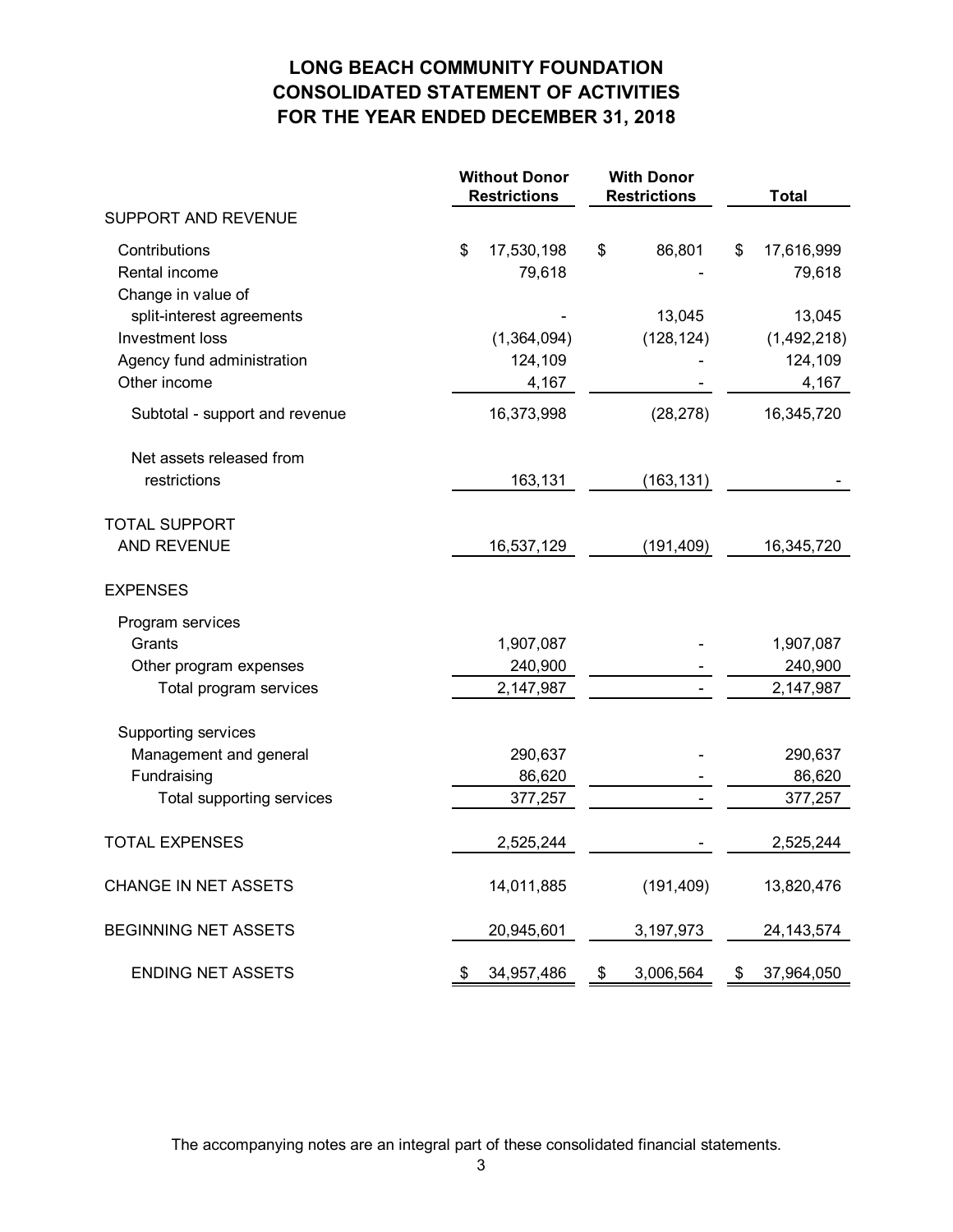# LONG BEACH COMMUNITY FOUNDATION
## CONSOLIDATED STATEMENT OF ACTIVITIES
## FOR THE YEAR ENDED DECEMBER 31, 2018

| | Without Donor Restrictions | With Donor Restrictions | Total |
|---|---|---|---|
| SUPPORT AND REVENUE | | | |
| Contributions | $ 17,530,198 | $ 86,801 | $ 17,616,999 |
| Rental income | 79,618 | - | 79,618 |
| Change in value of split-interest agreements | - | 13,045 | 13,045 |
| Investment loss | (1,364,094) | (128,124) | (1,492,218) |
| Agency fund administration | 124,109 | - | 124,109 |
| Other income | 4,167 | - | 4,167 |
| Subtotal - support and revenue | 16,373,998 | (28,278) | 16,345,720 |
| Net assets released from restrictions | 163,131 | (163,131) | - |
| TOTAL SUPPORT AND REVENUE | 16,537,129 | (191,409) | 16,345,720 |
| EXPENSES | | | |
| Program services | | | |
| Grants | 1,907,087 | - | 1,907,087 |
| Other program expenses | 240,900 | - | 240,900 |
| Total program services | 2,147,987 | - | 2,147,987 |
| Supporting services | | | |
| Management and general | 290,637 | - | 290,637 |
| Fundraising | 86,620 | - | 86,620 |
| Total supporting services | 377,257 | - | 377,257 |
| TOTAL EXPENSES | 2,525,244 | - | 2,525,244 |
| CHANGE IN NET ASSETS | 14,011,885 | (191,409) | 13,820,476 |
| BEGINNING NET ASSETS | 20,945,601 | 3,197,973 | 24,143,574 |
| ENDING NET ASSETS | $ 34,957,486 | $ 3,006,564 | $ 37,964,050 |

The accompanying notes are an integral part of these consolidated financial statements.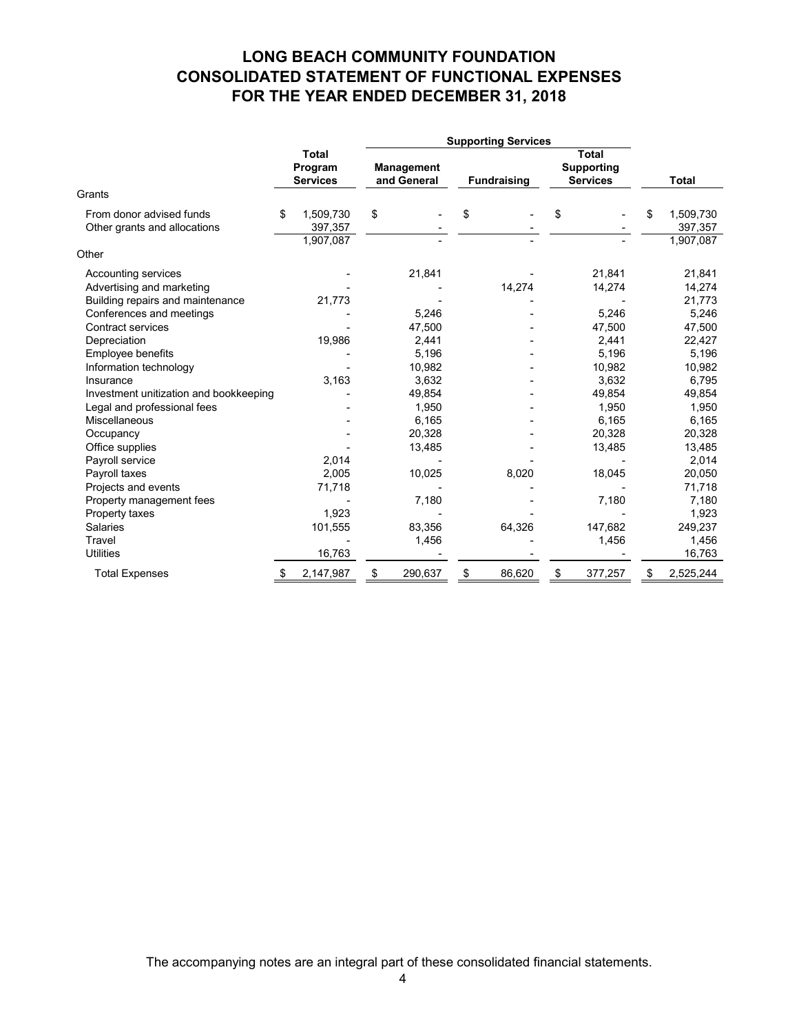# LONG BEACH COMMUNITY FOUNDATION
# CONSOLIDATED STATEMENT OF FUNCTIONAL EXPENSES
# FOR THE YEAR ENDED DECEMBER 31, 2018

| | Total Program Services | Supporting Services | | | Total |
|---|---|---|---|---|---|
| | | Management and General | Fundraising | Total Supporting Services | |
| **Grants** | | | | | |
| From donor advised funds | $ 1,509,730 | $ - | $ - | $ - | $ 1,509,730 |
| Other grants and allocations | 397,357 | - | - | - | 397,357 |
| | 1,907,087 | - | - | - | 1,907,087 |
| **Other** | | | | | |
| Accounting services | - | 21,841 | - | 21,841 | 21,841 |
| Advertising and marketing | - | - | 14,274 | 14,274 | 14,274 |
| Building repairs and maintenance | 21,773 | - | - | - | 21,773 |
| Conferences and meetings | - | 5,246 | - | 5,246 | 5,246 |
| Contract services | - | 47,500 | - | 47,500 | 47,500 |
| Depreciation | 19,986 | 2,441 | - | 2,441 | 22,427 |
| Employee benefits | - | 5,196 | - | 5,196 | 5,196 |
| Information technology | - | 10,982 | - | 10,982 | 10,982 |
| Insurance | 3,163 | 3,632 | - | 3,632 | 6,795 |
| Investment unitization and bookkeeping | - | 49,854 | - | 49,854 | 49,854 |
| Legal and professional fees | - | 1,950 | - | 1,950 | 1,950 |
| Miscellaneous | - | 6,165 | - | 6,165 | 6,165 |
| Occupancy | - | 20,328 | - | 20,328 | 20,328 |
| Office supplies | - | 13,485 | - | 13,485 | 13,485 |
| Payroll service | 2,014 | - | - | - | 2,014 |
| Payroll taxes | 2,005 | 10,025 | 8,020 | 18,045 | 20,050 |
| Projects and events | 71,718 | - | - | - | 71,718 |
| Property management fees | - | 7,180 | - | 7,180 | 7,180 |
| Property taxes | 1,923 | - | - | - | 1,923 |
| Salaries | 101,555 | 83,356 | 64,326 | 147,682 | 249,237 |
| Travel | - | 1,456 | - | 1,456 | 1,456 |
| Utilities | 16,763 | - | - | - | 16,763 |
| Total Expenses | $ 2,147,987 | $ 290,637 | $ 86,620 | $ 377,257 | $ 2,525,244 |

The accompanying notes are an integral part of these consolidated financial statements.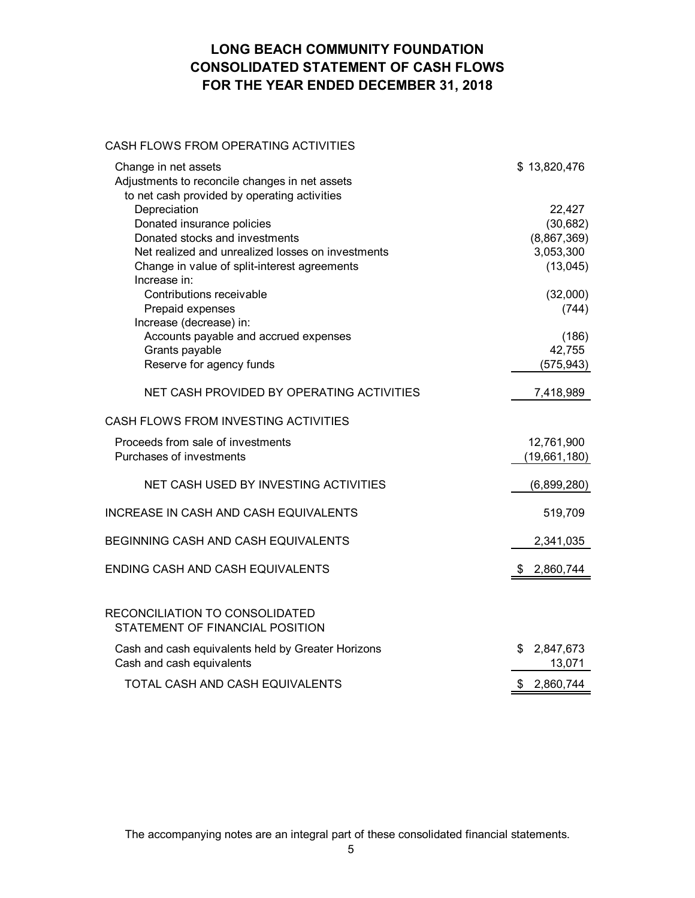# LONG BEACH COMMUNITY FOUNDATION
# CONSOLIDATED STATEMENT OF CASH FLOWS
# FOR THE YEAR ENDED DECEMBER 31, 2018

| | |
|---|---|
| CASH FLOWS FROM OPERATING ACTIVITIES | |
| Change in net assets | $ 13,820,476 |
| Adjustments to reconcile changes in net assets to net cash provided by operating activities | |
| Depreciation | 22,427 |
| Donated insurance policies | (30,682) |
| Donated stocks and investments | (8,867,369) |
| Net realized and unrealized losses on investments | 3,053,300 |
| Change in value of split-interest agreements | (13,045) |
| Increase in: | |
| Contributions receivable | (32,000) |
| Prepaid expenses | (744) |
| Increase (decrease) in: | |
| Accounts payable and accrued expenses | (186) |
| Grants payable | 42,755 |
| Reserve for agency funds | (575,943) |
| NET CASH PROVIDED BY OPERATING ACTIVITIES | 7,418,989 |
| CASH FLOWS FROM INVESTING ACTIVITIES | |
| Proceeds from sale of investments | 12,761,900 |
| Purchases of investments | (19,661,180) |
| NET CASH USED BY INVESTING ACTIVITIES | (6,899,280) |
| INCREASE IN CASH AND CASH EQUIVALENTS | 519,709 |
| BEGINNING CASH AND CASH EQUIVALENTS | 2,341,035 |
| ENDING CASH AND CASH EQUIVALENTS | $ 2,860,744 |

| | |
|---|---|
| RECONCILIATION TO CONSOLIDATED STATEMENT OF FINANCIAL POSITION | |
| Cash and cash equivalents held by Greater Horizons | $ 2,847,673 |
| Cash and cash equivalents | 13,071 |
| TOTAL CASH AND CASH EQUIVALENTS | $ 2,860,744 |

The accompanying notes are an integral part of these consolidated financial statements.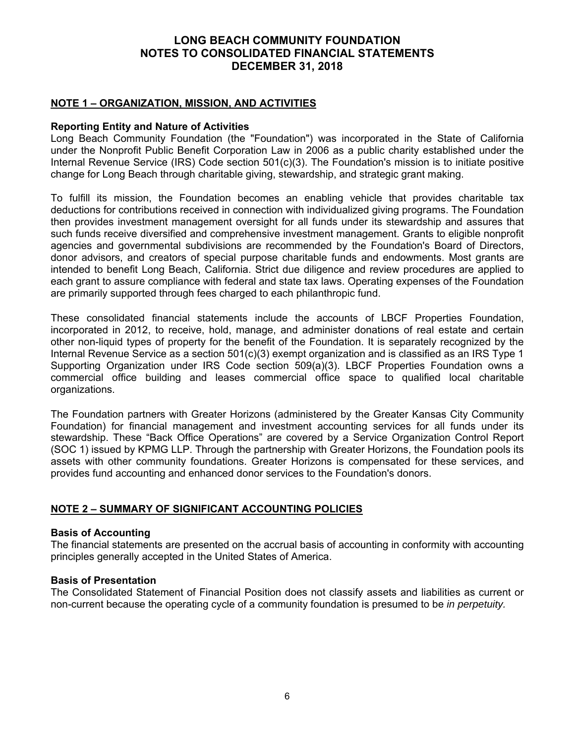# LONG BEACH COMMUNITY FOUNDATION
# NOTES TO CONSOLIDATED FINANCIAL STATEMENTS
# DECEMBER 31, 2018

## NOTE 1 – ORGANIZATION, MISSION, AND ACTIVITIES

### Reporting Entity and Nature of Activities

Long Beach Community Foundation (the "Foundation") was incorporated in the State of California under the Nonprofit Public Benefit Corporation Law in 2006 as a public charity established under the Internal Revenue Service (IRS) Code section 501(c)(3). The Foundation's mission is to initiate positive change for Long Beach through charitable giving, stewardship, and strategic grant making.

To fulfill its mission, the Foundation becomes an enabling vehicle that provides charitable tax deductions for contributions received in connection with individualized giving programs. The Foundation then provides investment management oversight for all funds under its stewardship and assures that such funds receive diversified and comprehensive investment management. Grants to eligible nonprofit agencies and governmental subdivisions are recommended by the Foundation's Board of Directors, donor advisors, and creators of special purpose charitable funds and endowments. Most grants are intended to benefit Long Beach, California. Strict due diligence and review procedures are applied to each grant to assure compliance with federal and state tax laws. Operating expenses of the Foundation are primarily supported through fees charged to each philanthropic fund.

These consolidated financial statements include the accounts of LBCF Properties Foundation, incorporated in 2012, to receive, hold, manage, and administer donations of real estate and certain other non-liquid types of property for the benefit of the Foundation. It is separately recognized by the Internal Revenue Service as a section 501(c)(3) exempt organization and is classified as an IRS Type 1 Supporting Organization under IRS Code section 509(a)(3). LBCF Properties Foundation owns a commercial office building and leases commercial office space to qualified local charitable organizations.

The Foundation partners with Greater Horizons (administered by the Greater Kansas City Community Foundation) for financial management and investment accounting services for all funds under its stewardship. These "Back Office Operations" are covered by a Service Organization Control Report (SOC 1) issued by KPMG LLP. Through the partnership with Greater Horizons, the Foundation pools its assets with other community foundations. Greater Horizons is compensated for these services, and provides fund accounting and enhanced donor services to the Foundation's donors.

## NOTE 2 – SUMMARY OF SIGNIFICANT ACCOUNTING POLICIES

### Basis of Accounting

The financial statements are presented on the accrual basis of accounting in conformity with accounting principles generally accepted in the United States of America.

### Basis of Presentation

The Consolidated Statement of Financial Position does not classify assets and liabilities as current or non-current because the operating cycle of a community foundation is presumed to be *in perpetuity.*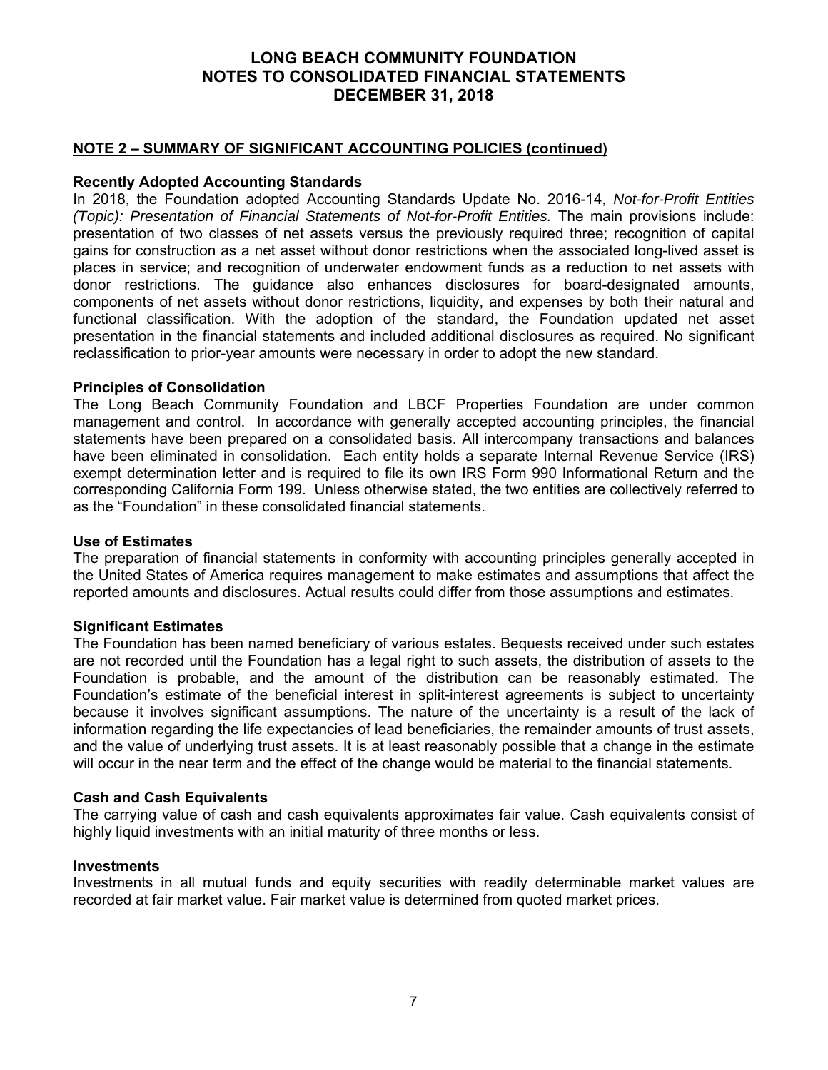## NOTE 2 – SUMMARY OF SIGNIFICANT ACCOUNTING POLICIES (continued)

### Recently Adopted Accounting Standards

In 2018, the Foundation adopted Accounting Standards Update No. 2016-14, *Not-for-Profit Entities (Topic): Presentation of Financial Statements of Not-for-Profit Entities.* The main provisions include: presentation of two classes of net assets versus the previously required three; recognition of capital gains for construction as a net asset without donor restrictions when the associated long-lived asset is places in service; and recognition of underwater endowment funds as a reduction to net assets with donor restrictions. The guidance also enhances disclosures for board-designated amounts, components of net assets without donor restrictions, liquidity, and expenses by both their natural and functional classification. With the adoption of the standard, the Foundation updated net asset presentation in the financial statements and included additional disclosures as required. No significant reclassification to prior-year amounts were necessary in order to adopt the new standard.

### Principles of Consolidation

The Long Beach Community Foundation and LBCF Properties Foundation are under common management and control. In accordance with generally accepted accounting principles, the financial statements have been prepared on a consolidated basis. All intercompany transactions and balances have been eliminated in consolidation. Each entity holds a separate Internal Revenue Service (IRS) exempt determination letter and is required to file its own IRS Form 990 Informational Return and the corresponding California Form 199. Unless otherwise stated, the two entities are collectively referred to as the "Foundation" in these consolidated financial statements.

### Use of Estimates

The preparation of financial statements in conformity with accounting principles generally accepted in the United States of America requires management to make estimates and assumptions that affect the reported amounts and disclosures. Actual results could differ from those assumptions and estimates.

### Significant Estimates

The Foundation has been named beneficiary of various estates. Bequests received under such estates are not recorded until the Foundation has a legal right to such assets, the distribution of assets to the Foundation is probable, and the amount of the distribution can be reasonably estimated. The Foundation's estimate of the beneficial interest in split-interest agreements is subject to uncertainty because it involves significant assumptions. The nature of the uncertainty is a result of the lack of information regarding the life expectancies of lead beneficiaries, the remainder amounts of trust assets, and the value of underlying trust assets. It is at least reasonably possible that a change in the estimate will occur in the near term and the effect of the change would be material to the financial statements.

### Cash and Cash Equivalents

The carrying value of cash and cash equivalents approximates fair value. Cash equivalents consist of highly liquid investments with an initial maturity of three months or less.

### Investments

Investments in all mutual funds and equity securities with readily determinable market values are recorded at fair market value. Fair market value is determined from quoted market prices.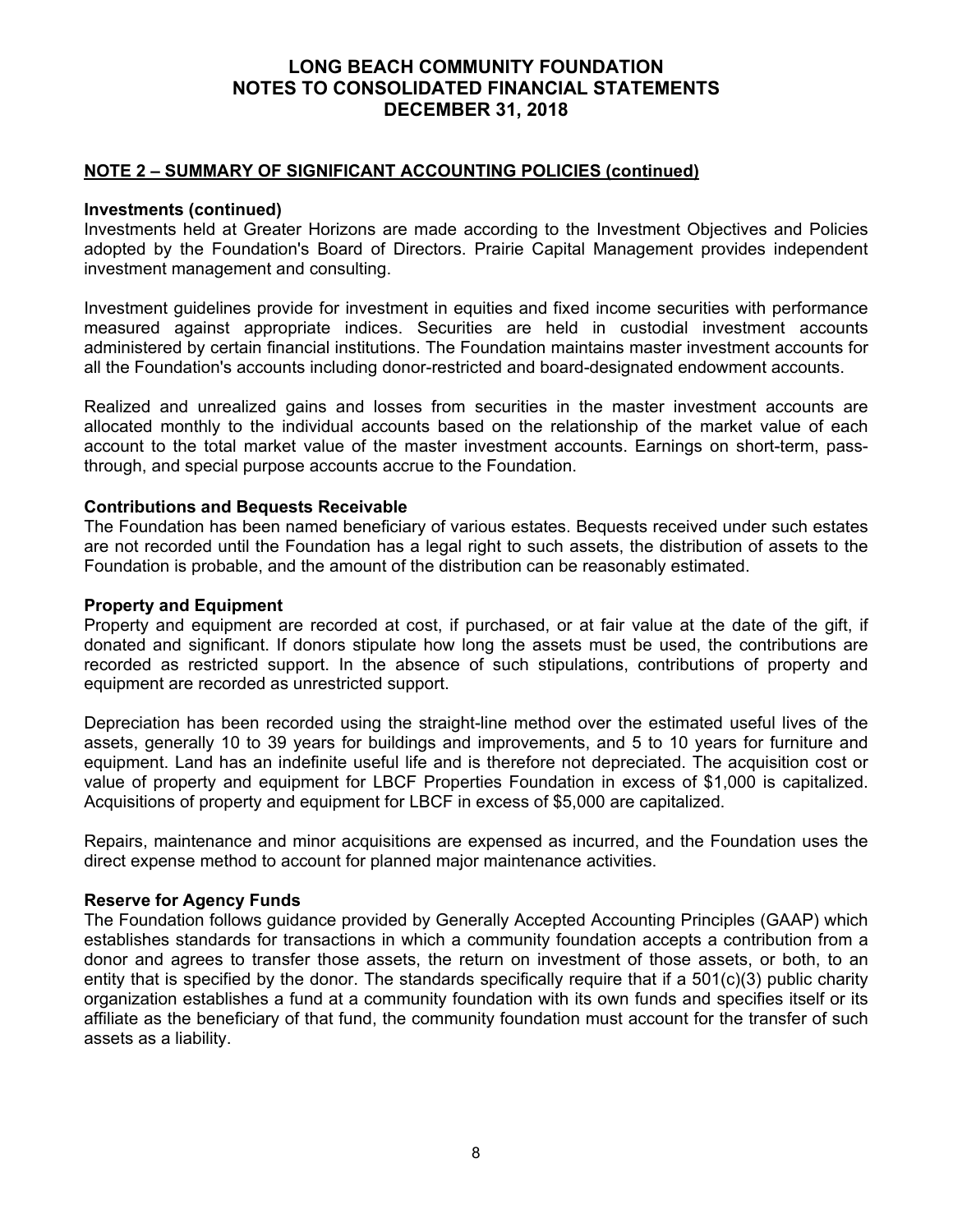## NOTE 2 – SUMMARY OF SIGNIFICANT ACCOUNTING POLICIES (continued)

### Investments (continued)

Investments held at Greater Horizons are made according to the Investment Objectives and Policies adopted by the Foundation's Board of Directors. Prairie Capital Management provides independent investment management and consulting.

Investment guidelines provide for investment in equities and fixed income securities with performance measured against appropriate indices. Securities are held in custodial investment accounts administered by certain financial institutions. The Foundation maintains master investment accounts for all the Foundation's accounts including donor-restricted and board-designated endowment accounts.

Realized and unrealized gains and losses from securities in the master investment accounts are allocated monthly to the individual accounts based on the relationship of the market value of each account to the total market value of the master investment accounts. Earnings on short-term, pass-through, and special purpose accounts accrue to the Foundation.

### Contributions and Bequests Receivable

The Foundation has been named beneficiary of various estates. Bequests received under such estates are not recorded until the Foundation has a legal right to such assets, the distribution of assets to the Foundation is probable, and the amount of the distribution can be reasonably estimated.

### Property and Equipment

Property and equipment are recorded at cost, if purchased, or at fair value at the date of the gift, if donated and significant. If donors stipulate how long the assets must be used, the contributions are recorded as restricted support. In the absence of such stipulations, contributions of property and equipment are recorded as unrestricted support.

Depreciation has been recorded using the straight-line method over the estimated useful lives of the assets, generally 10 to 39 years for buildings and improvements, and 5 to 10 years for furniture and equipment. Land has an indefinite useful life and is therefore not depreciated. The acquisition cost or value of property and equipment for LBCF Properties Foundation in excess of $1,000 is capitalized. Acquisitions of property and equipment for LBCF in excess of $5,000 are capitalized.

Repairs, maintenance and minor acquisitions are expensed as incurred, and the Foundation uses the direct expense method to account for planned major maintenance activities.

### Reserve for Agency Funds

The Foundation follows guidance provided by Generally Accepted Accounting Principles (GAAP) which establishes standards for transactions in which a community foundation accepts a contribution from a donor and agrees to transfer those assets, the return on investment of those assets, or both, to an entity that is specified by the donor. The standards specifically require that if a 501(c)(3) public charity organization establishes a fund at a community foundation with its own funds and specifies itself or its affiliate as the beneficiary of that fund, the community foundation must account for the transfer of such assets as a liability.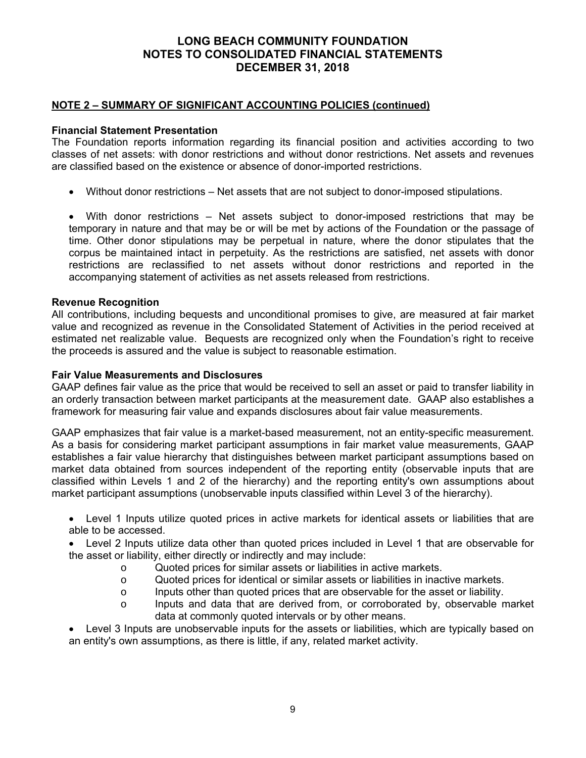# LONG BEACH COMMUNITY FOUNDATION
# NOTES TO CONSOLIDATED FINANCIAL STATEMENTS
# DECEMBER 31, 2018

## NOTE 2 – SUMMARY OF SIGNIFICANT ACCOUNTING POLICIES (continued)

### Financial Statement Presentation

The Foundation reports information regarding its financial position and activities according to two classes of net assets: with donor restrictions and without donor restrictions. Net assets and revenues are classified based on the existence or absence of donor-imported restrictions.

- Without donor restrictions – Net assets that are not subject to donor-imposed stipulations.

- With donor restrictions – Net assets subject to donor-imposed restrictions that may be temporary in nature and that may be or will be met by actions of the Foundation or the passage of time. Other donor stipulations may be perpetual in nature, where the donor stipulates that the corpus be maintained intact in perpetuity. As the restrictions are satisfied, net assets with donor restrictions are reclassified to net assets without donor restrictions and reported in the accompanying statement of activities as net assets released from restrictions.

### Revenue Recognition

All contributions, including bequests and unconditional promises to give, are measured at fair market value and recognized as revenue in the Consolidated Statement of Activities in the period received at estimated net realizable value. Bequests are recognized only when the Foundation's right to receive the proceeds is assured and the value is subject to reasonable estimation.

### Fair Value Measurements and Disclosures

GAAP defines fair value as the price that would be received to sell an asset or paid to transfer liability in an orderly transaction between market participants at the measurement date. GAAP also establishes a framework for measuring fair value and expands disclosures about fair value measurements.

GAAP emphasizes that fair value is a market-based measurement, not an entity-specific measurement. As a basis for considering market participant assumptions in fair market value measurements, GAAP establishes a fair value hierarchy that distinguishes between market participant assumptions based on market data obtained from sources independent of the reporting entity (observable inputs that are classified within Levels 1 and 2 of the hierarchy) and the reporting entity's own assumptions about market participant assumptions (unobservable inputs classified within Level 3 of the hierarchy).

- Level 1 Inputs utilize quoted prices in active markets for identical assets or liabilities that are able to be accessed.
- Level 2 Inputs utilize data other than quoted prices included in Level 1 that are observable for the asset or liability, either directly or indirectly and may include:
  - Quoted prices for similar assets or liabilities in active markets.
  - Quoted prices for identical or similar assets or liabilities in inactive markets.
  - Inputs other than quoted prices that are observable for the asset or liability.
  - Inputs and data that are derived from, or corroborated by, observable market data at commonly quoted intervals or by other means.
- Level 3 Inputs are unobservable inputs for the assets or liabilities, which are typically based on an entity's own assumptions, as there is little, if any, related market activity.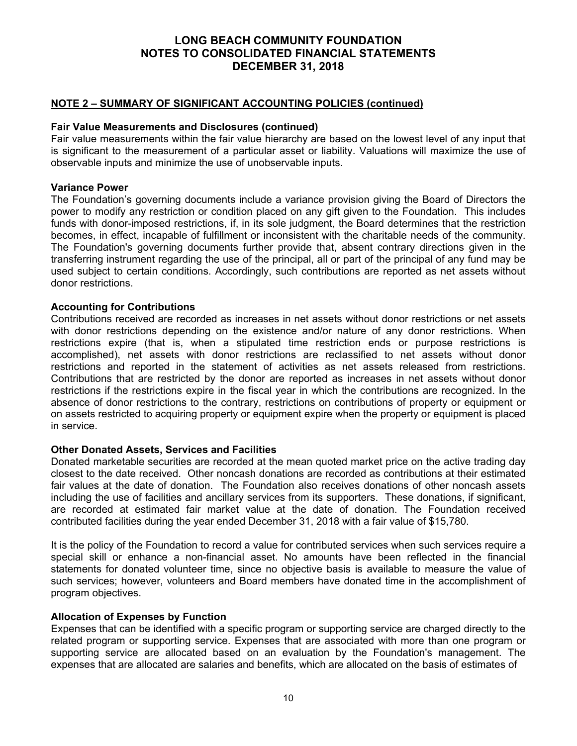## NOTE 2 – SUMMARY OF SIGNIFICANT ACCOUNTING POLICIES (continued)

### Fair Value Measurements and Disclosures (continued)

Fair value measurements within the fair value hierarchy are based on the lowest level of any input that is significant to the measurement of a particular asset or liability. Valuations will maximize the use of observable inputs and minimize the use of unobservable inputs.

### Variance Power

The Foundation's governing documents include a variance provision giving the Board of Directors the power to modify any restriction or condition placed on any gift given to the Foundation. This includes funds with donor-imposed restrictions, if, in its sole judgment, the Board determines that the restriction becomes, in effect, incapable of fulfillment or inconsistent with the charitable needs of the community. The Foundation's governing documents further provide that, absent contrary directions given in the transferring instrument regarding the use of the principal, all or part of the principal of any fund may be used subject to certain conditions. Accordingly, such contributions are reported as net assets without donor restrictions.

### Accounting for Contributions

Contributions received are recorded as increases in net assets without donor restrictions or net assets with donor restrictions depending on the existence and/or nature of any donor restrictions. When restrictions expire (that is, when a stipulated time restriction ends or purpose restrictions is accomplished), net assets with donor restrictions are reclassified to net assets without donor restrictions and reported in the statement of activities as net assets released from restrictions. Contributions that are restricted by the donor are reported as increases in net assets without donor restrictions if the restrictions expire in the fiscal year in which the contributions are recognized. In the absence of donor restrictions to the contrary, restrictions on contributions of property or equipment or on assets restricted to acquiring property or equipment expire when the property or equipment is placed in service.

### Other Donated Assets, Services and Facilities

Donated marketable securities are recorded at the mean quoted market price on the active trading day closest to the date received. Other noncash donations are recorded as contributions at their estimated fair values at the date of donation. The Foundation also receives donations of other noncash assets including the use of facilities and ancillary services from its supporters. These donations, if significant, are recorded at estimated fair market value at the date of donation. The Foundation received contributed facilities during the year ended December 31, 2018 with a fair value of $15,780.

It is the policy of the Foundation to record a value for contributed services when such services require a special skill or enhance a non-financial asset. No amounts have been reflected in the financial statements for donated volunteer time, since no objective basis is available to measure the value of such services; however, volunteers and Board members have donated time in the accomplishment of program objectives.

### Allocation of Expenses by Function

Expenses that can be identified with a specific program or supporting service are charged directly to the related program or supporting service. Expenses that are associated with more than one program or supporting service are allocated based on an evaluation by the Foundation's management. The expenses that are allocated are salaries and benefits, which are allocated on the basis of estimates of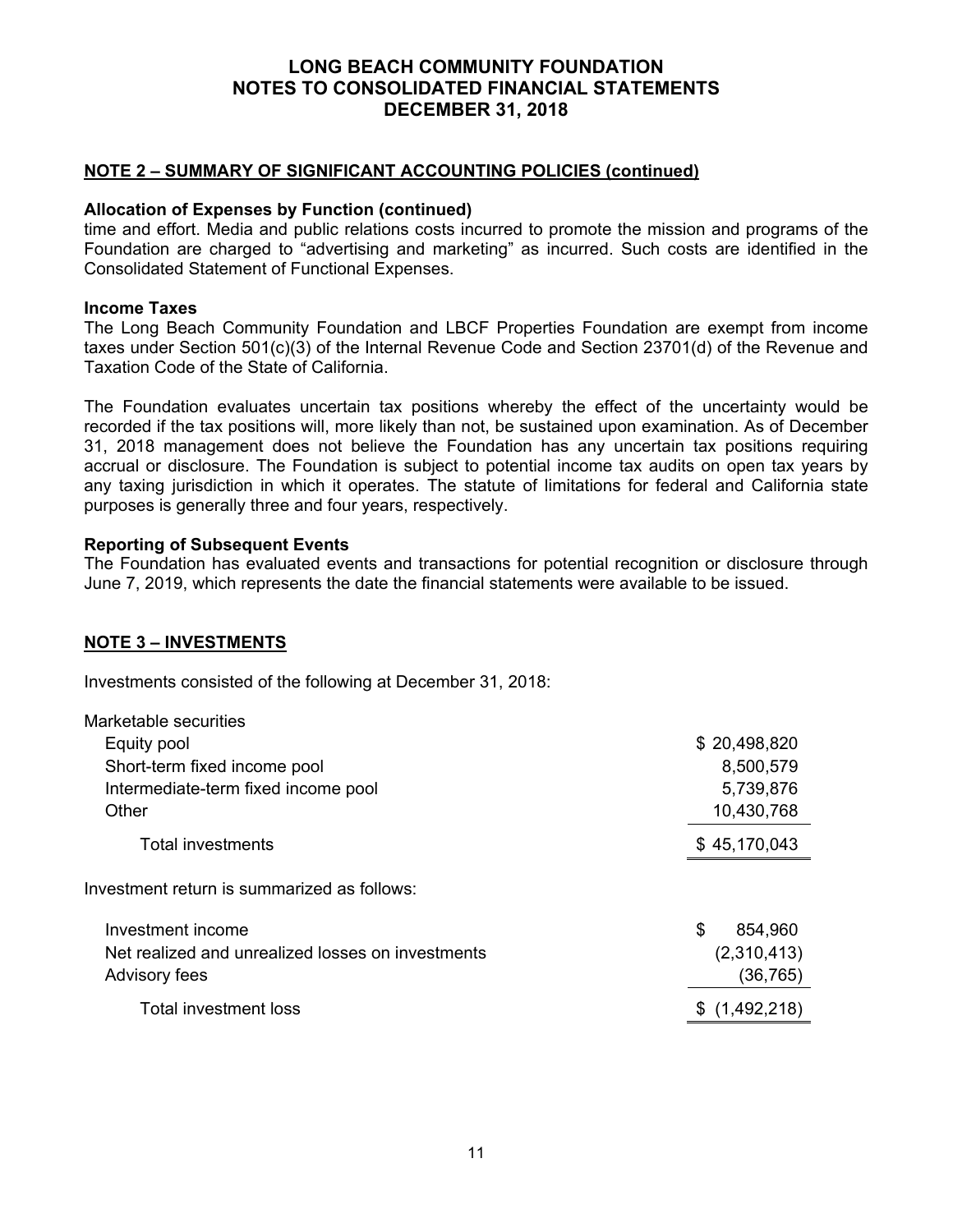## NOTE 2 – SUMMARY OF SIGNIFICANT ACCOUNTING POLICIES (continued)

**Allocation of Expenses by Function (continued)**

time and effort. Media and public relations costs incurred to promote the mission and programs of the Foundation are charged to "advertising and marketing" as incurred. Such costs are identified in the Consolidated Statement of Functional Expenses.

**Income Taxes**

The Long Beach Community Foundation and LBCF Properties Foundation are exempt from income taxes under Section 501(c)(3) of the Internal Revenue Code and Section 23701(d) of the Revenue and Taxation Code of the State of California.

The Foundation evaluates uncertain tax positions whereby the effect of the uncertainty would be recorded if the tax positions will, more likely than not, be sustained upon examination. As of December 31, 2018 management does not believe the Foundation has any uncertain tax positions requiring accrual or disclosure. The Foundation is subject to potential income tax audits on open tax years by any taxing jurisdiction in which it operates. The statute of limitations for federal and California state purposes is generally three and four years, respectively.

**Reporting of Subsequent Events**

The Foundation has evaluated events and transactions for potential recognition or disclosure through June 7, 2019, which represents the date the financial statements were available to be issued.

## NOTE 3 – INVESTMENTS

Investments consisted of the following at December 31, 2018:

| | |
|---|---|
| Marketable securities | |
| Equity pool | $ 20,498,820 |
| Short-term fixed income pool | 8,500,579 |
| Intermediate-term fixed income pool | 5,739,876 |
| Other | 10,430,768 |
| Total investments | $ 45,170,043 |

Investment return is summarized as follows:

| | |
|---|---|
| Investment income | $ 854,960 |
| Net realized and unrealized losses on investments | (2,310,413) |
| Advisory fees | (36,765) |
| Total investment loss | $ (1,492,218) |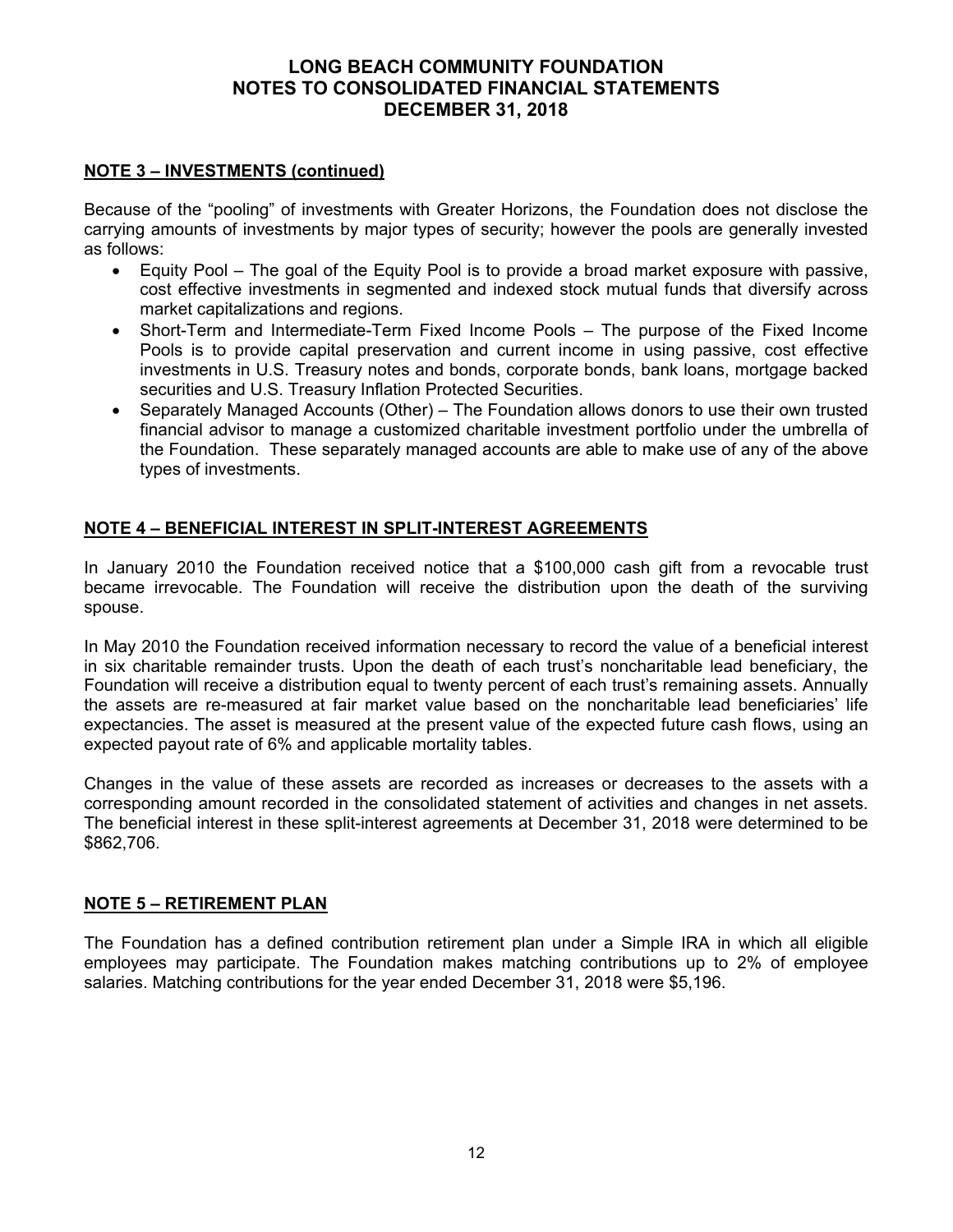# LONG BEACH COMMUNITY FOUNDATION
# NOTES TO CONSOLIDATED FINANCIAL STATEMENTS
# DECEMBER 31, 2018

## NOTE 3 – INVESTMENTS (continued)

Because of the "pooling" of investments with Greater Horizons, the Foundation does not disclose the carrying amounts of investments by major types of security; however the pools are generally invested as follows:

- Equity Pool – The goal of the Equity Pool is to provide a broad market exposure with passive, cost effective investments in segmented and indexed stock mutual funds that diversify across market capitalizations and regions.
- Short-Term and Intermediate-Term Fixed Income Pools – The purpose of the Fixed Income Pools is to provide capital preservation and current income in using passive, cost effective investments in U.S. Treasury notes and bonds, corporate bonds, bank loans, mortgage backed securities and U.S. Treasury Inflation Protected Securities.
- Separately Managed Accounts (Other) – The Foundation allows donors to use their own trusted financial advisor to manage a customized charitable investment portfolio under the umbrella of the Foundation. These separately managed accounts are able to make use of any of the above types of investments.

## NOTE 4 – BENEFICIAL INTEREST IN SPLIT-INTEREST AGREEMENTS

In January 2010 the Foundation received notice that a $100,000 cash gift from a revocable trust became irrevocable. The Foundation will receive the distribution upon the death of the surviving spouse.

In May 2010 the Foundation received information necessary to record the value of a beneficial interest in six charitable remainder trusts. Upon the death of each trust's noncharitable lead beneficiary, the Foundation will receive a distribution equal to twenty percent of each trust's remaining assets. Annually the assets are re-measured at fair market value based on the noncharitable lead beneficiaries' life expectancies. The asset is measured at the present value of the expected future cash flows, using an expected payout rate of 6% and applicable mortality tables.

Changes in the value of these assets are recorded as increases or decreases to the assets with a corresponding amount recorded in the consolidated statement of activities and changes in net assets. The beneficial interest in these split-interest agreements at December 31, 2018 were determined to be $862,706.

## NOTE 5 – RETIREMENT PLAN

The Foundation has a defined contribution retirement plan under a Simple IRA in which all eligible employees may participate. The Foundation makes matching contributions up to 2% of employee salaries. Matching contributions for the year ended December 31, 2018 were $5,196.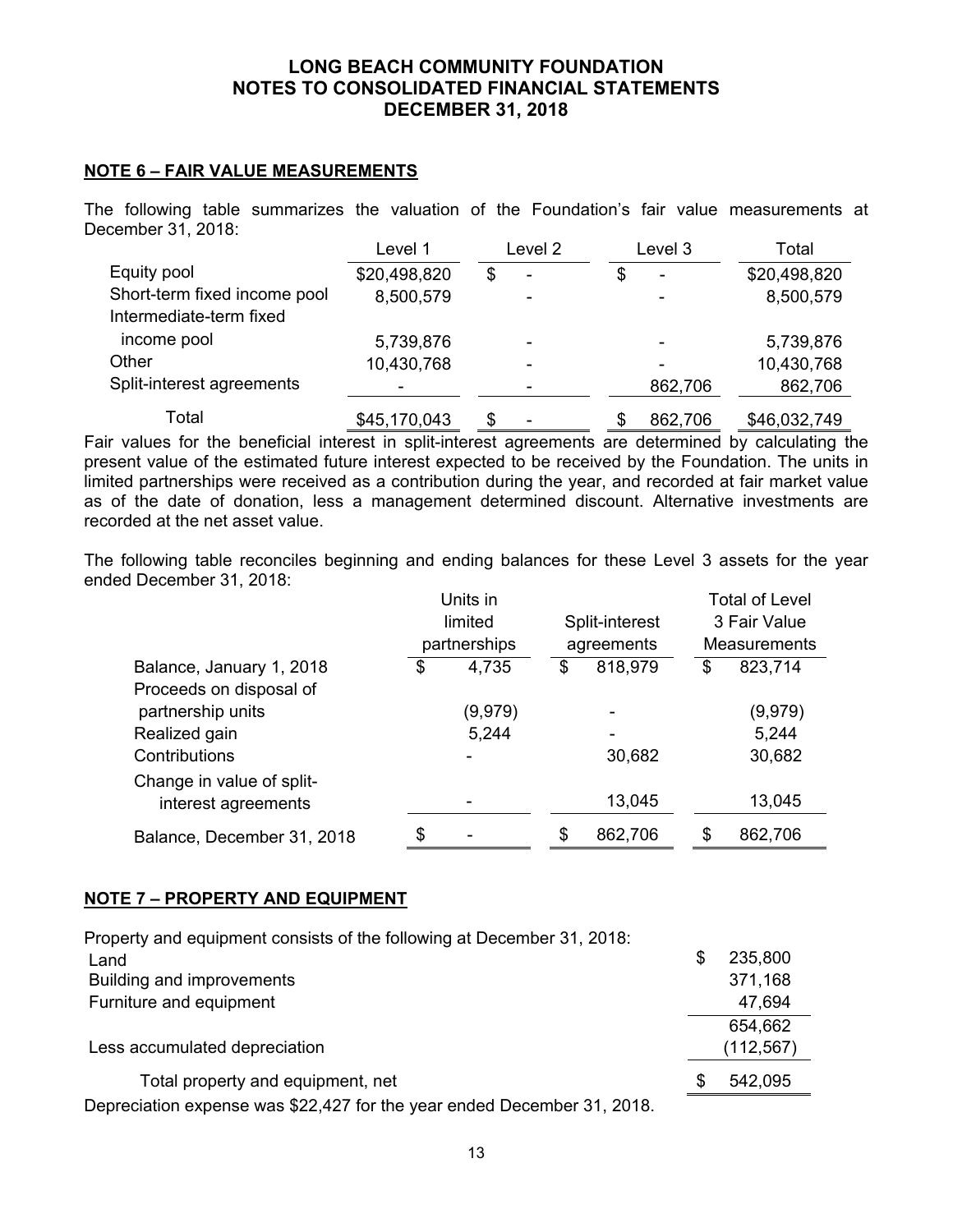# LONG BEACH COMMUNITY FOUNDATION
# NOTES TO CONSOLIDATED FINANCIAL STATEMENTS
# DECEMBER 31, 2018

## NOTE 6 – FAIR VALUE MEASUREMENTS

The following table summarizes the valuation of the Foundation's fair value measurements at December 31, 2018:

| | Level 1 | Level 2 | Level 3 | Total |
|---|---|---|---|---|
| Equity pool | $20,498,820 | $ - | $ - | $20,498,820 |
| Short-term fixed income pool | 8,500,579 | - | - | 8,500,579 |
| Intermediate-term fixed income pool | 5,739,876 | - | - | 5,739,876 |
| Other | 10,430,768 | - | - | 10,430,768 |
| Split-interest agreements | - | - | 862,706 | 862,706 |
| Total | $45,170,043 | $ - | $ 862,706 | $46,032,749 |

Fair values for the beneficial interest in split-interest agreements are determined by calculating the present value of the estimated future interest expected to be received by the Foundation. The units in limited partnerships were received as a contribution during the year, and recorded at fair market value as of the date of donation, less a management determined discount. Alternative investments are recorded at the net asset value.

The following table reconciles beginning and ending balances for these Level 3 assets for the year ended December 31, 2018:

| | Units in limited partnerships | Split-interest agreements | Total of Level 3 Fair Value Measurements |
|---|---|---|---|
| Balance, January 1, 2018 | $ 4,735 | $ 818,979 | $ 823,714 |
| Proceeds on disposal of partnership units | (9,979) | - | (9,979) |
| Realized gain | 5,244 | - | 5,244 |
| Contributions | - | 30,682 | 30,682 |
| Change in value of split-interest agreements | - | 13,045 | 13,045 |
| Balance, December 31, 2018 | $ - | $ 862,706 | $ 862,706 |

## NOTE 7 – PROPERTY AND EQUIPMENT

Property and equipment consists of the following at December 31, 2018:

| | |
|---|---|
| Land | $ 235,800 |
| Building and improvements | 371,168 |
| Furniture and equipment | 47,694 |
| | 654,662 |
| Less accumulated depreciation | (112,567) |
| Total property and equipment, net | $ 542,095 |

Depreciation expense was $22,427 for the year ended December 31, 2018.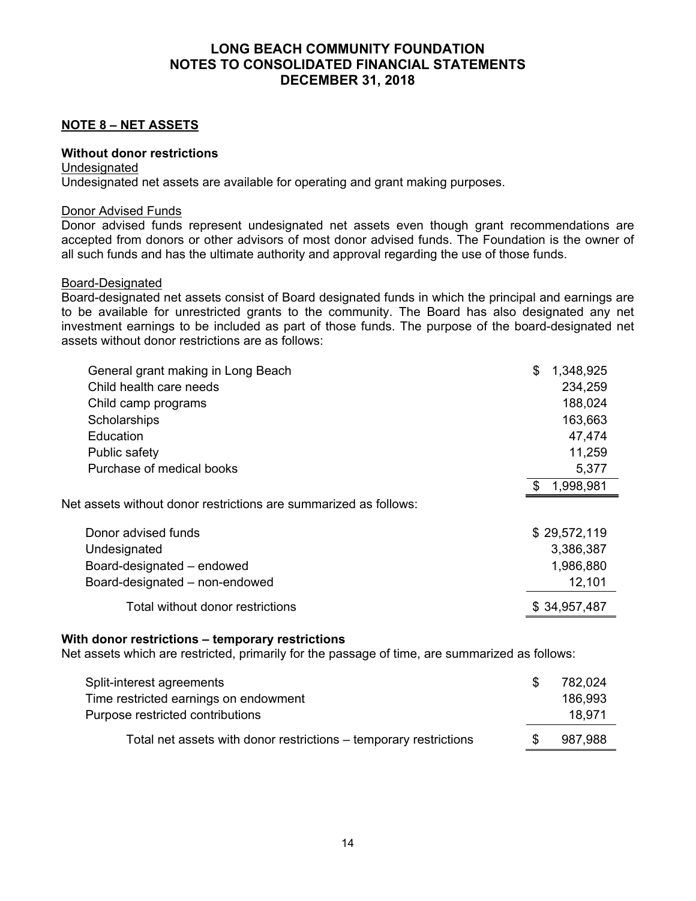# LONG BEACH COMMUNITY FOUNDATION
# NOTES TO CONSOLIDATED FINANCIAL STATEMENTS
# DECEMBER 31, 2018

## NOTE 8 – NET ASSETS

**Without donor restrictions**

Undesignated

Undesignated net assets are available for operating and grant making purposes.

Donor Advised Funds

Donor advised funds represent undesignated net assets even though grant recommendations are accepted from donors or other advisors of most donor advised funds. The Foundation is the owner of all such funds and has the ultimate authority and approval regarding the use of those funds.

Board-Designated

Board-designated net assets consist of Board designated funds in which the principal and earnings are to be available for unrestricted grants to the community. The Board has also designated any net investment earnings to be included as part of those funds. The purpose of the board-designated net assets without donor restrictions are as follows:

| | |
|---|---|
| General grant making in Long Beach | $ 1,348,925 |
| Child health care needs | 234,259 |
| Child camp programs | 188,024 |
| Scholarships | 163,663 |
| Education | 47,474 |
| Public safety | 11,259 |
| Purchase of medical books | 5,377 |
| | $ 1,998,981 |

Net assets without donor restrictions are summarized as follows:

| | |
|---|---|
| Donor advised funds | $ 29,572,119 |
| Undesignated | 3,386,387 |
| Board-designated – endowed | 1,986,880 |
| Board-designated – non-endowed | 12,101 |
| Total without donor restrictions | $ 34,957,487 |

**With donor restrictions – temporary restrictions**

Net assets which are restricted, primarily for the passage of time, are summarized as follows:

| | |
|---|---|
| Split-interest agreements | $ 782,024 |
| Time restricted earnings on endowment | 186,993 |
| Purpose restricted contributions | 18,971 |
| Total net assets with donor restrictions – temporary restrictions | $ 987,988 |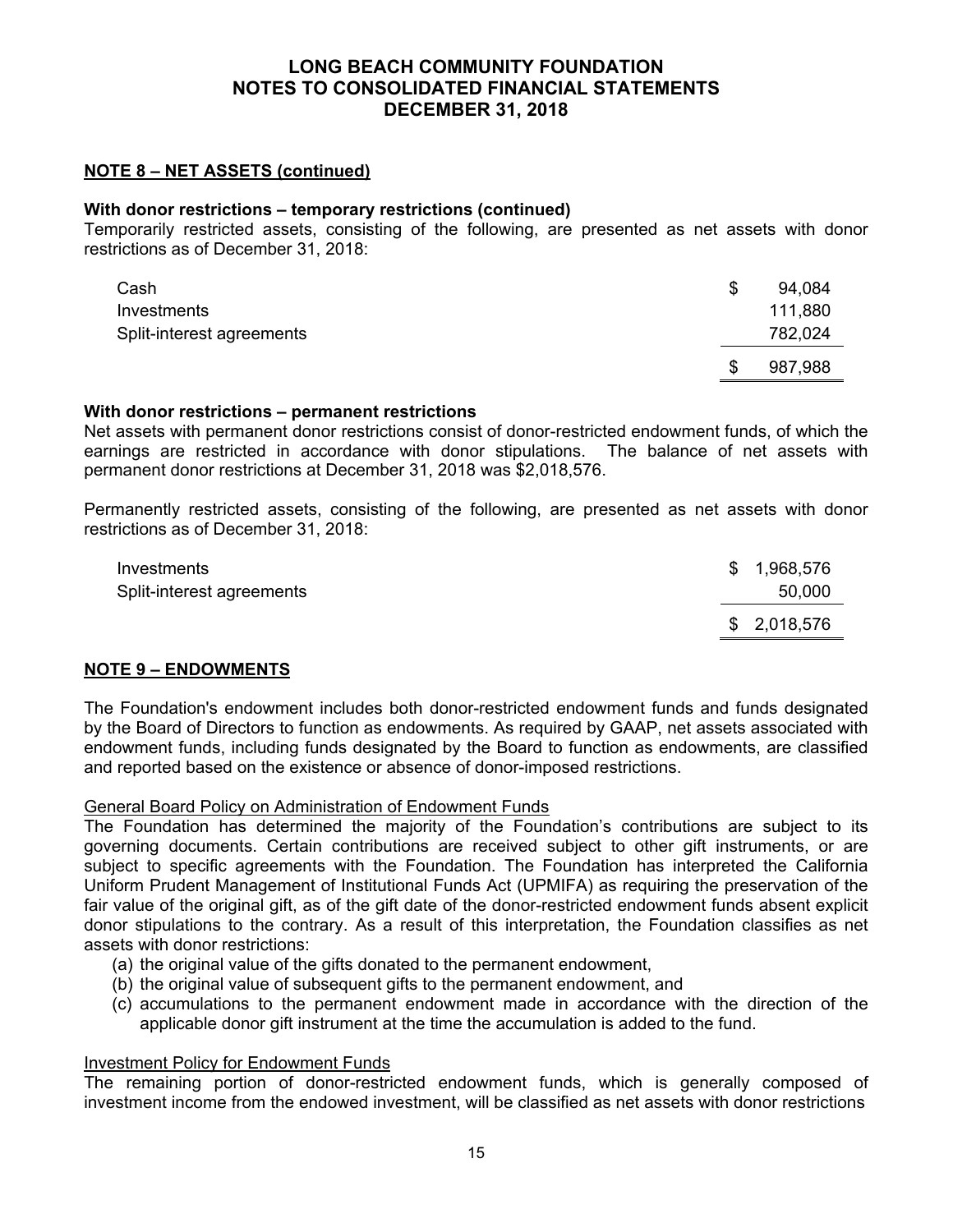# LONG BEACH COMMUNITY FOUNDATION
# NOTES TO CONSOLIDATED FINANCIAL STATEMENTS
# DECEMBER 31, 2018

## NOTE 8 – NET ASSETS (continued)

**With donor restrictions – temporary restrictions (continued)**

Temporarily restricted assets, consisting of the following, are presented as net assets with donor restrictions as of December 31, 2018:

| | |
|---|---|
| Cash | $ 94,084 |
| Investments | 111,880 |
| Split-interest agreements | 782,024 |
| | $ 987,988 |

**With donor restrictions – permanent restrictions**

Net assets with permanent donor restrictions consist of donor-restricted endowment funds, of which the earnings are restricted in accordance with donor stipulations. The balance of net assets with permanent donor restrictions at December 31, 2018 was $2,018,576.

Permanently restricted assets, consisting of the following, are presented as net assets with donor restrictions as of December 31, 2018:

| | |
|---|---|
| Investments | $ 1,968,576 |
| Split-interest agreements | 50,000 |
| | $ 2,018,576 |

## NOTE 9 – ENDOWMENTS

The Foundation's endowment includes both donor-restricted endowment funds and funds designated by the Board of Directors to function as endowments. As required by GAAP, net assets associated with endowment funds, including funds designated by the Board to function as endowments, are classified and reported based on the existence or absence of donor-imposed restrictions.

General Board Policy on Administration of Endowment Funds

The Foundation has determined the majority of the Foundation's contributions are subject to its governing documents. Certain contributions are received subject to other gift instruments, or are subject to specific agreements with the Foundation. The Foundation has interpreted the California Uniform Prudent Management of Institutional Funds Act (UPMIFA) as requiring the preservation of the fair value of the original gift, as of the gift date of the donor-restricted endowment funds absent explicit donor stipulations to the contrary. As a result of this interpretation, the Foundation classifies as net assets with donor restrictions:

(a) the original value of the gifts donated to the permanent endowment,
(b) the original value of subsequent gifts to the permanent endowment, and
(c) accumulations to the permanent endowment made in accordance with the direction of the applicable donor gift instrument at the time the accumulation is added to the fund.

Investment Policy for Endowment Funds

The remaining portion of donor-restricted endowment funds, which is generally composed of investment income from the endowed investment, will be classified as net assets with donor restrictions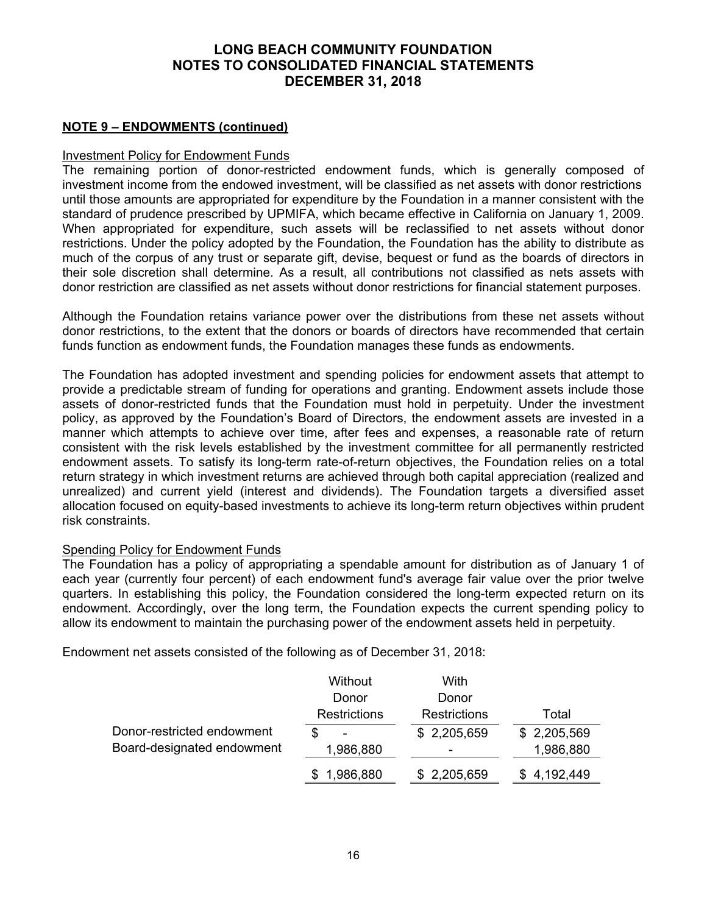**NOTE 9 – ENDOWMENTS (continued)**

Investment Policy for Endowment Funds

The remaining portion of donor-restricted endowment funds, which is generally composed of investment income from the endowed investment, will be classified as net assets with donor restrictions until those amounts are appropriated for expenditure by the Foundation in a manner consistent with the standard of prudence prescribed by UPMIFA, which became effective in California on January 1, 2009. When appropriated for expenditure, such assets will be reclassified to net assets without donor restrictions. Under the policy adopted by the Foundation, the Foundation has the ability to distribute as much of the corpus of any trust or separate gift, devise, bequest or fund as the boards of directors in their sole discretion shall determine. As a result, all contributions not classified as nets assets with donor restriction are classified as net assets without donor restrictions for financial statement purposes.

Although the Foundation retains variance power over the distributions from these net assets without donor restrictions, to the extent that the donors or boards of directors have recommended that certain funds function as endowment funds, the Foundation manages these funds as endowments.

The Foundation has adopted investment and spending policies for endowment assets that attempt to provide a predictable stream of funding for operations and granting. Endowment assets include those assets of donor-restricted funds that the Foundation must hold in perpetuity. Under the investment policy, as approved by the Foundation's Board of Directors, the endowment assets are invested in a manner which attempts to achieve over time, after fees and expenses, a reasonable rate of return consistent with the risk levels established by the investment committee for all permanently restricted endowment assets. To satisfy its long-term rate-of-return objectives, the Foundation relies on a total return strategy in which investment returns are achieved through both capital appreciation (realized and unrealized) and current yield (interest and dividends). The Foundation targets a diversified asset allocation focused on equity-based investments to achieve its long-term return objectives within prudent risk constraints.

Spending Policy for Endowment Funds

The Foundation has a policy of appropriating a spendable amount for distribution as of January 1 of each year (currently four percent) of each endowment fund's average fair value over the prior twelve quarters. In establishing this policy, the Foundation considered the long-term expected return on its endowment. Accordingly, over the long term, the Foundation expects the current spending policy to allow its endowment to maintain the purchasing power of the endowment assets held in perpetuity.

Endowment net assets consisted of the following as of December 31, 2018:

| | Without Donor Restrictions | With Donor Restrictions | Total |
|---|---|---|---|
| Donor-restricted endowment | $ - | $ 2,205,659 | $ 2,205,569 |
| Board-designated endowment | 1,986,880 | - | 1,986,880 |
| | $ 1,986,880 | $ 2,205,659 | $ 4,192,449 |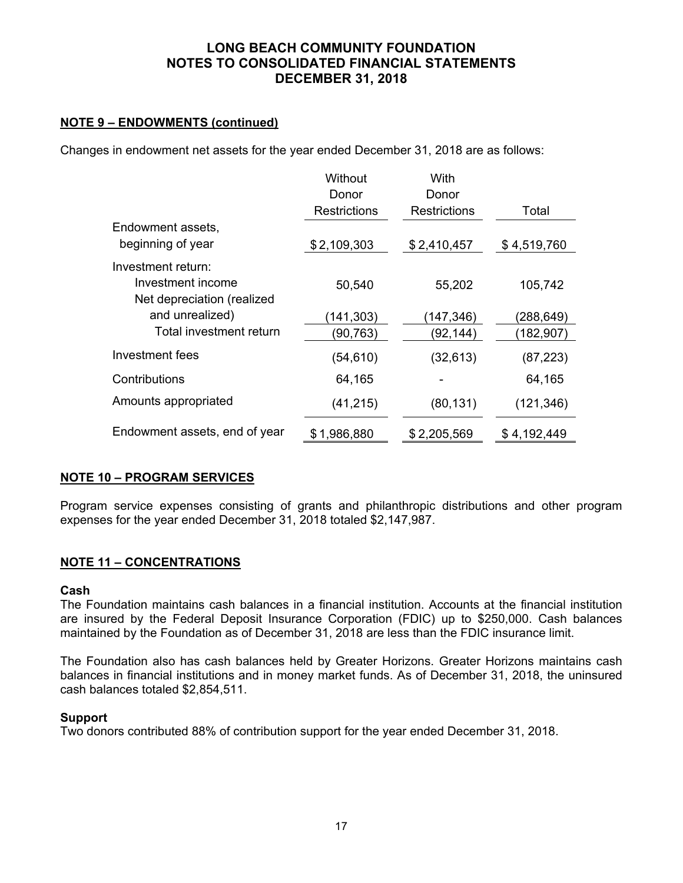# LONG BEACH COMMUNITY FOUNDATION
# NOTES TO CONSOLIDATED FINANCIAL STATEMENTS
# DECEMBER 31, 2018

## NOTE 9 – ENDOWMENTS (continued)

Changes in endowment net assets for the year ended December 31, 2018 are as follows:

| | Without Donor Restrictions | With Donor Restrictions | Total |
|---|---|---|---|
| Endowment assets, beginning of year | $ 2,109,303 | $ 2,410,457 | $ 4,519,760 |
| Investment return: | | | |
| Investment income | 50,540 | 55,202 | 105,742 |
| Net depreciation (realized and unrealized) | (141,303) | (147,346) | (288,649) |
| Total investment return | (90,763) | (92,144) | (182,907) |
| Investment fees | (54,610) | (32,613) | (87,223) |
| Contributions | 64,165 | - | 64,165 |
| Amounts appropriated | (41,215) | (80,131) | (121,346) |
| Endowment assets, end of year | $ 1,986,880 | $ 2,205,569 | $ 4,192,449 |

## NOTE 10 – PROGRAM SERVICES

Program service expenses consisting of grants and philanthropic distributions and other program expenses for the year ended December 31, 2018 totaled $2,147,987.

## NOTE 11 – CONCENTRATIONS

### Cash

The Foundation maintains cash balances in a financial institution. Accounts at the financial institution are insured by the Federal Deposit Insurance Corporation (FDIC) up to $250,000. Cash balances maintained by the Foundation as of December 31, 2018 are less than the FDIC insurance limit.

The Foundation also has cash balances held by Greater Horizons. Greater Horizons maintains cash balances in financial institutions and in money market funds. As of December 31, 2018, the uninsured cash balances totaled $2,854,511.

### Support

Two donors contributed 88% of contribution support for the year ended December 31, 2018.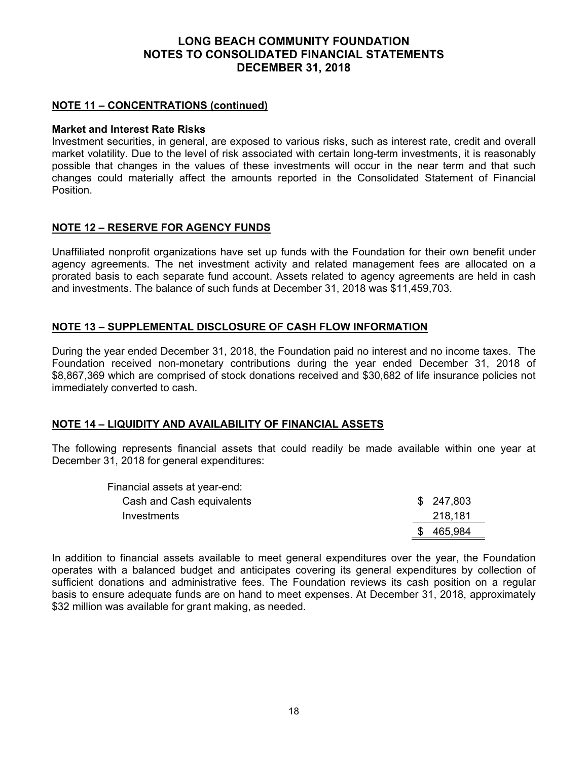**LONG BEACH COMMUNITY FOUNDATION**
**NOTES TO CONSOLIDATED FINANCIAL STATEMENTS**
**DECEMBER 31, 2018**

## NOTE 11 – CONCENTRATIONS (continued)

**Market and Interest Rate Risks**

Investment securities, in general, are exposed to various risks, such as interest rate, credit and overall market volatility. Due to the level of risk associated with certain long-term investments, it is reasonably possible that changes in the values of these investments will occur in the near term and that such changes could materially affect the amounts reported in the Consolidated Statement of Financial Position.

## NOTE 12 – RESERVE FOR AGENCY FUNDS

Unaffiliated nonprofit organizations have set up funds with the Foundation for their own benefit under agency agreements. The net investment activity and related management fees are allocated on a prorated basis to each separate fund account. Assets related to agency agreements are held in cash and investments. The balance of such funds at December 31, 2018 was $11,459,703.

## NOTE 13 – SUPPLEMENTAL DISCLOSURE OF CASH FLOW INFORMATION

During the year ended December 31, 2018, the Foundation paid no interest and no income taxes. The Foundation received non-monetary contributions during the year ended December 31, 2018 of $8,867,369 which are comprised of stock donations received and $30,682 of life insurance policies not immediately converted to cash.

## NOTE 14 – LIQUIDITY AND AVAILABILITY OF FINANCIAL ASSETS

The following represents financial assets that could readily be made available within one year at December 31, 2018 for general expenditures:

| | |
|---|---|
| Financial assets at year-end: | |
| Cash and Cash equivalents | $ 247,803 |
| Investments | 218,181 |
| | $ 465,984 |

In addition to financial assets available to meet general expenditures over the year, the Foundation operates with a balanced budget and anticipates covering its general expenditures by collection of sufficient donations and administrative fees. The Foundation reviews its cash position on a regular basis to ensure adequate funds are on hand to meet expenses. At December 31, 2018, approximately $32 million was available for grant making, as needed.